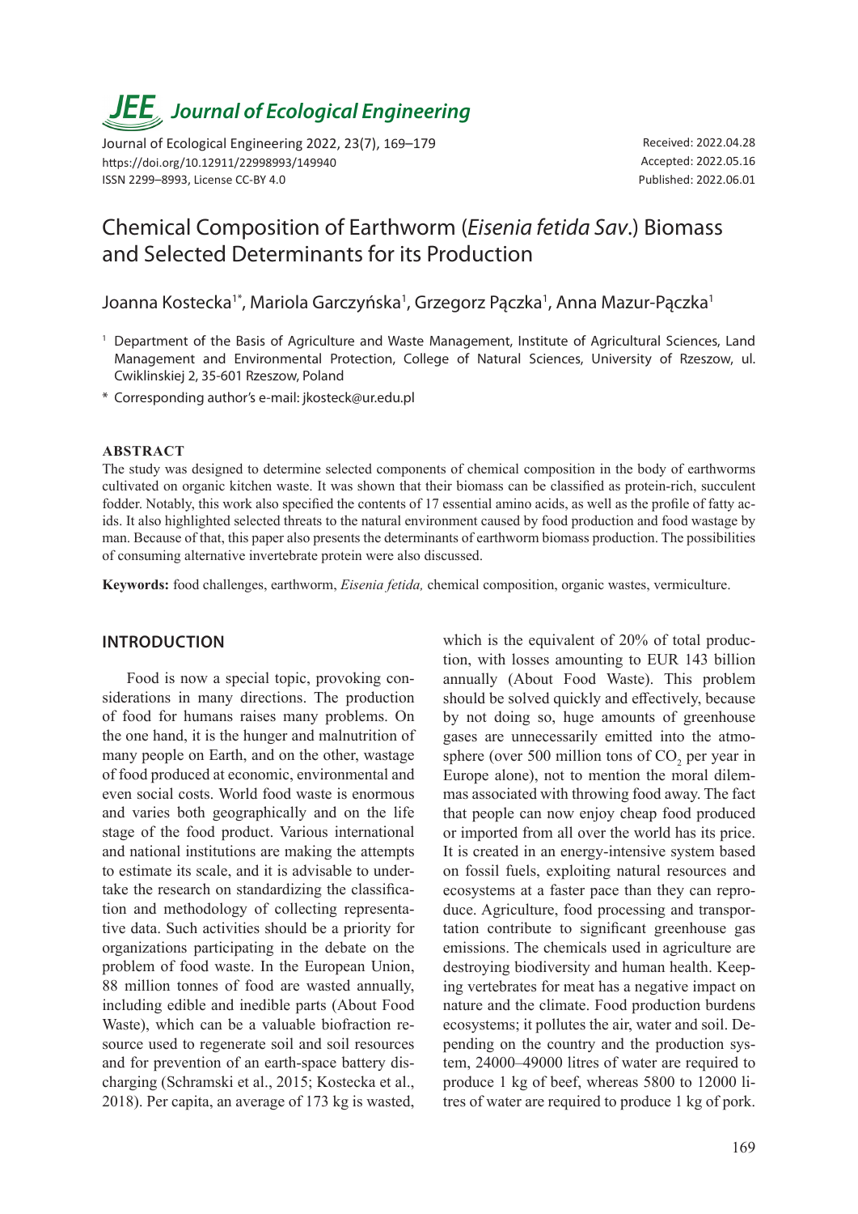# *JEE* Journal of Ecological Engineering

Journal of Ecological Engineering 2022, 23(7), 169–179
https://doi.org/10.12911/22998993/149940
ISSN 2299–8993, License CC-BY 4.0

Received: 2022.04.28
Accepted: 2022.05.16
Published: 2022.06.01

# Chemical Composition of Earthworm (*Eisenia fetida Sav*.) Biomass and Selected Determinants for its Production

Joanna Kostecka[1*], Mariola Garczyńska[1], Grzegorz Pączka[1], Anna Mazur-Pączka[1]

[1] Department of the Basis of Agriculture and Waste Management, Institute of Agricultural Sciences, Land Management and Environmental Protection, College of Natural Sciences, University of Rzeszow, ul. Cwiklinskiej 2, 35-601 Rzeszow, Poland

[*] Corresponding author's e-mail: jkosteck@ur.edu.pl

## ABSTRACT

The study was designed to determine selected components of chemical composition in the body of earthworms cultivated on organic kitchen waste. It was shown that their biomass can be classified as protein-rich, succulent fodder. Notably, this work also specified the contents of 17 essential amino acids, as well as the profile of fatty acids. It also highlighted selected threats to the natural environment caused by food production and food wastage by man. Because of that, this paper also presents the determinants of earthworm biomass production. The possibilities of consuming alternative invertebrate protein were also discussed.

**Keywords:** food challenges, earthworm, *Eisenia fetida,* chemical composition, organic wastes, vermiculture.

## INTRODUCTION

Food is now a special topic, provoking considerations in many directions. The production of food for humans raises many problems. On the one hand, it is the hunger and malnutrition of many people on Earth, and on the other, wastage of food produced at economic, environmental and even social costs. World food waste is enormous and varies both geographically and on the life stage of the food product. Various international and national institutions are making the attempts to estimate its scale, and it is advisable to undertake the research on standardizing the classification and methodology of collecting representative data. Such activities should be a priority for organizations participating in the debate on the problem of food waste. In the European Union, 88 million tonnes of food are wasted annually, including edible and inedible parts (About Food Waste), which can be a valuable biofraction resource used to regenerate soil and soil resources and for prevention of an earth-space battery discharging (Schramski et al., 2015; Kostecka et al., 2018). Per capita, an average of 173 kg is wasted, which is the equivalent of 20% of total production, with losses amounting to EUR 143 billion annually (About Food Waste). This problem should be solved quickly and effectively, because by not doing so, huge amounts of greenhouse gases are unnecessarily emitted into the atmosphere (over 500 million tons of $CO_2$ per year in Europe alone), not to mention the moral dilemmas associated with throwing food away. The fact that people can now enjoy cheap food produced or imported from all over the world has its price. It is created in an energy-intensive system based on fossil fuels, exploiting natural resources and ecosystems at a faster pace than they can reproduce. Agriculture, food processing and transportation contribute to significant greenhouse gas emissions. The chemicals used in agriculture are destroying biodiversity and human health. Keeping vertebrates for meat has a negative impact on nature and the climate. Food production burdens ecosystems; it pollutes the air, water and soil. Depending on the country and the production system, 24000–49000 litres of water are required to produce 1 kg of beef, whereas 5800 to 12000 litres of water are required to produce 1 kg of pork.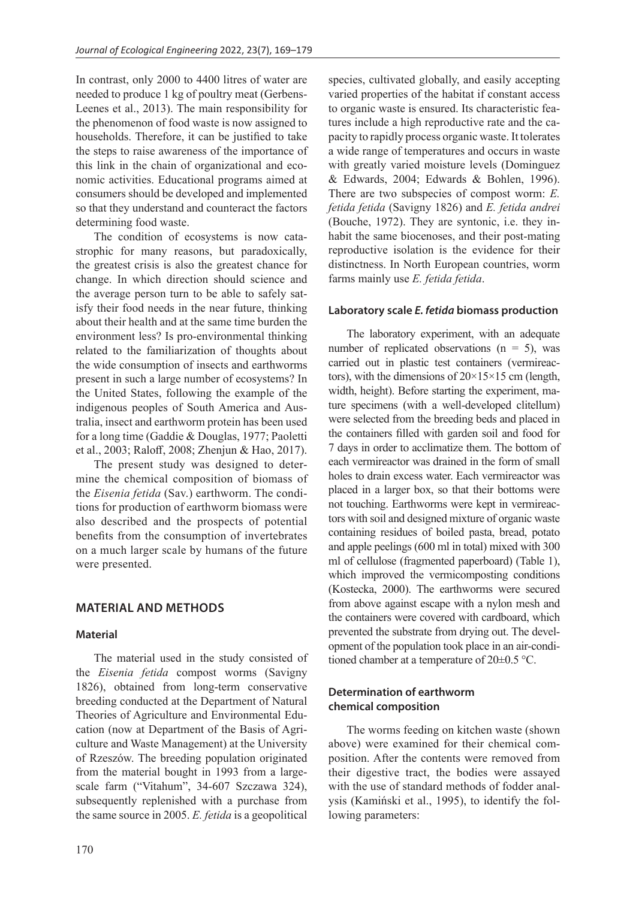In contrast, only 2000 to 4400 litres of water are needed to produce 1 kg of poultry meat (Gerbens-Leenes et al., 2013). The main responsibility for the phenomenon of food waste is now assigned to households. Therefore, it can be justified to take the steps to raise awareness of the importance of this link in the chain of organizational and economic activities. Educational programs aimed at consumers should be developed and implemented so that they understand and counteract the factors determining food waste.

The condition of ecosystems is now catastrophic for many reasons, but paradoxically, the greatest crisis is also the greatest chance for change. In which direction should science and the average person turn to be able to safely satisfy their food needs in the near future, thinking about their health and at the same time burden the environment less? Is pro-environmental thinking related to the familiarization of thoughts about the wide consumption of insects and earthworms present in such a large number of ecosystems? In the United States, following the example of the indigenous peoples of South America and Australia, insect and earthworm protein has been used for a long time (Gaddie & Douglas, 1977; Paoletti et al., 2003; Raloff, 2008; Zhenjun & Hao, 2017).

The present study was designed to determine the chemical composition of biomass of the *Eisenia fetida* (Sav.) earthworm. The conditions for production of earthworm biomass were also described and the prospects of potential benefits from the consumption of invertebrates on a much larger scale by humans of the future were presented.

## MATERIAL AND METHODS

### Material

The material used in the study consisted of the *Eisenia fetida* compost worms (Savigny 1826), obtained from long-term conservative breeding conducted at the Department of Natural Theories of Agriculture and Environmental Education (now at Department of the Basis of Agriculture and Waste Management) at the University of Rzeszów. The breeding population originated from the material bought in 1993 from a large-scale farm ("Vitahum", 34-607 Szczawa 324), subsequently replenished with a purchase from the same source in 2005. *E. fetida* is a geopolitical species, cultivated globally, and easily accepting varied properties of the habitat if constant access to organic waste is ensured. Its characteristic features include a high reproductive rate and the capacity to rapidly process organic waste. It tolerates a wide range of temperatures and occurs in waste with greatly varied moisture levels (Dominguez & Edwards, 2004; Edwards & Bohlen, 1996). There are two subspecies of compost worm: *E. fetida fetida* (Savigny 1826) and *E. fetida andrei* (Bouche, 1972). They are syntonic, i.e. they inhabit the same biocenoses, and their post-mating reproductive isolation is the evidence for their distinctness. In North European countries, worm farms mainly use *E. fetida fetida*.

### Laboratory scale *E. fetida* biomass production

The laboratory experiment, with an adequate number of replicated observations ($n = 5$), was carried out in plastic test containers (vermireactors), with the dimensions of 20×15×15 cm (length, width, height). Before starting the experiment, mature specimens (with a well-developed clitellum) were selected from the breeding beds and placed in the containers filled with garden soil and food for 7 days in order to acclimatize them. The bottom of each vermireactor was drained in the form of small holes to drain excess water. Each vermireactor was placed in a larger box, so that their bottoms were not touching. Earthworms were kept in vermireactors with soil and designed mixture of organic waste containing residues of boiled pasta, bread, potato and apple peelings (600 ml in total) mixed with 300 ml of cellulose (fragmented paperboard) (Table 1), which improved the vermicomposting conditions (Kostecka, 2000). The earthworms were secured from above against escape with a nylon mesh and the containers were covered with cardboard, which prevented the substrate from drying out. The development of the population took place in an air-conditioned chamber at a temperature of 20±0.5 °C.

### Determination of earthworm chemical composition

The worms feeding on kitchen waste (shown above) were examined for their chemical composition. After the contents were removed from their digestive tract, the bodies were assayed with the use of standard methods of fodder analysis (Kamiński et al., 1995), to identify the following parameters: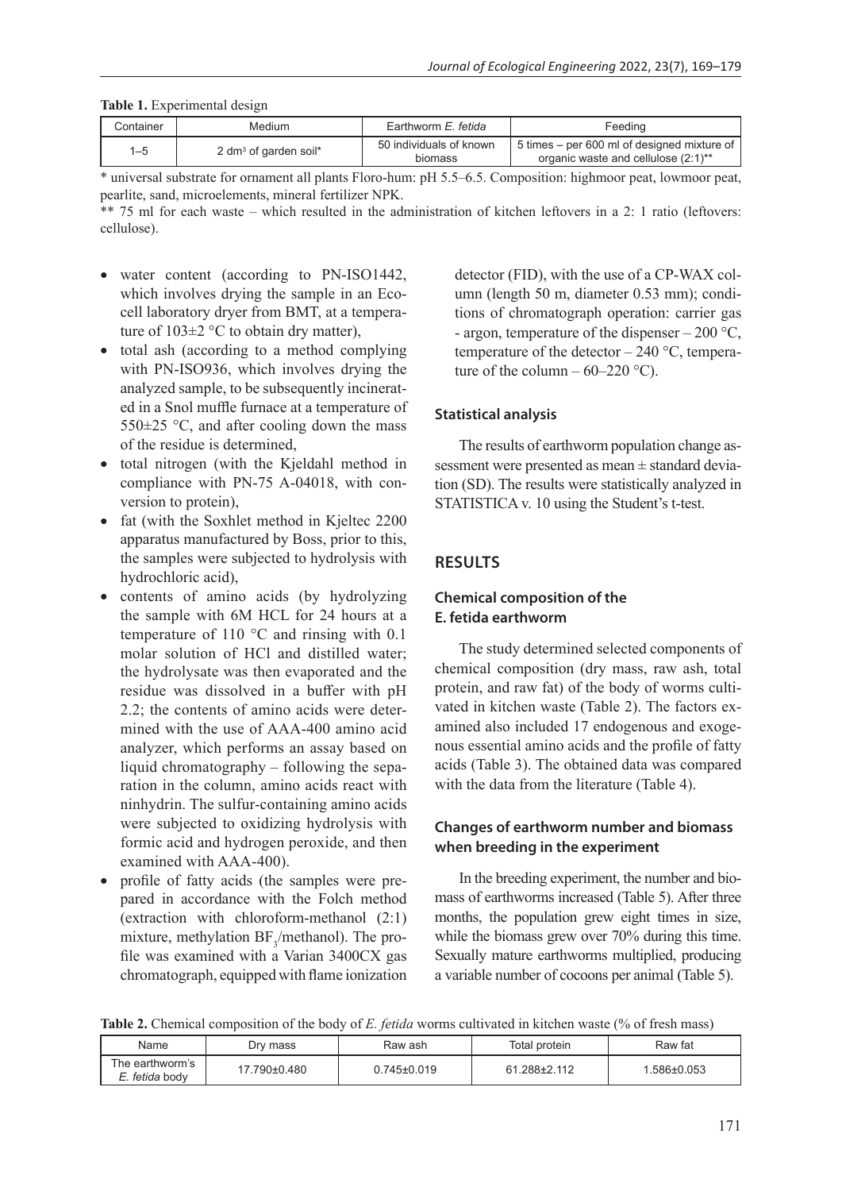**Table 1.** Experimental design

| Container | Medium | Earthworm *E. fetida* | Feeding |
|---|---|---|---|
| 1–5 | 2 $dm^3$ of garden soil* | 50 individuals of known biomass | 5 times – per 600 ml of designed mixture of organic waste and cellulose (2:1)** |

\* universal substrate for ornament all plants Floro-hum: pH 5.5–6.5. Composition: highmoor peat, lowmoor peat, pearlite, sand, microelements, mineral fertilizer NPK.

\*\* 75 ml for each waste – which resulted in the administration of kitchen leftovers in a 2: 1 ratio (leftovers: cellulose).

- water content (according to PN-ISO1442, which involves drying the sample in an Ecocell laboratory dryer from BMT, at a temperature of 103±2 °C to obtain dry matter),
- total ash (according to a method complying with PN-ISO936, which involves drying the analyzed sample, to be subsequently incinerated in a Snol muffle furnace at a temperature of 550±25 °C, and after cooling down the mass of the residue is determined,
- total nitrogen (with the Kjeldahl method in compliance with PN-75 A-04018, with conversion to protein),
- fat (with the Soxhlet method in Kjeltec 2200 apparatus manufactured by Boss, prior to this, the samples were subjected to hydrolysis with hydrochloric acid),
- contents of amino acids (by hydrolyzing the sample with 6M HCL for 24 hours at a temperature of 110 °C and rinsing with 0.1 molar solution of HCl and distilled water; the hydrolysate was then evaporated and the residue was dissolved in a buffer with pH 2.2; the contents of amino acids were determined with the use of AAA-400 amino acid analyzer, which performs an assay based on liquid chromatography – following the separation in the column, amino acids react with ninhydrin. The sulfur-containing amino acids were subjected to oxidizing hydrolysis with formic acid and hydrogen peroxide, and then examined with AAA-400).
- profile of fatty acids (the samples were prepared in accordance with the Folch method (extraction with chloroform-methanol (2:1) mixture, methylation $BF_3$/methanol). The profile was examined with a Varian 3400CX gas chromatograph, equipped with flame ionization detector (FID), with the use of a CP-WAX column (length 50 m, diameter 0.53 mm); conditions of chromatograph operation: carrier gas - argon, temperature of the dispenser – 200 °C, temperature of the detector – 240 °C, temperature of the column – 60–220 °C).

### Statistical analysis

The results of earthworm population change assessment were presented as mean ± standard deviation (SD). The results were statistically analyzed in STATISTICA v. 10 using the Student's t-test.

## RESULTS

### Chemical composition of the E. fetida earthworm

The study determined selected components of chemical composition (dry mass, raw ash, total protein, and raw fat) of the body of worms cultivated in kitchen waste (Table 2). The factors examined also included 17 endogenous and exogenous essential amino acids and the profile of fatty acids (Table 3). The obtained data was compared with the data from the literature (Table 4).

### Changes of earthworm number and biomass when breeding in the experiment

In the breeding experiment, the number and biomass of earthworms increased (Table 5). After three months, the population grew eight times in size, while the biomass grew over 70% during this time. Sexually mature earthworms multiplied, producing a variable number of cocoons per animal (Table 5).

**Table 2.** Chemical composition of the body of *E. fetida* worms cultivated in kitchen waste (% of fresh mass)

| Name | Dry mass | Raw ash | Total protein | Raw fat |
|---|---|---|---|---|
| The earthworm's *E. fetida* body | 17.790±0.480 | 0.745±0.019 | 61.288±2.112 | 1.586±0.053 |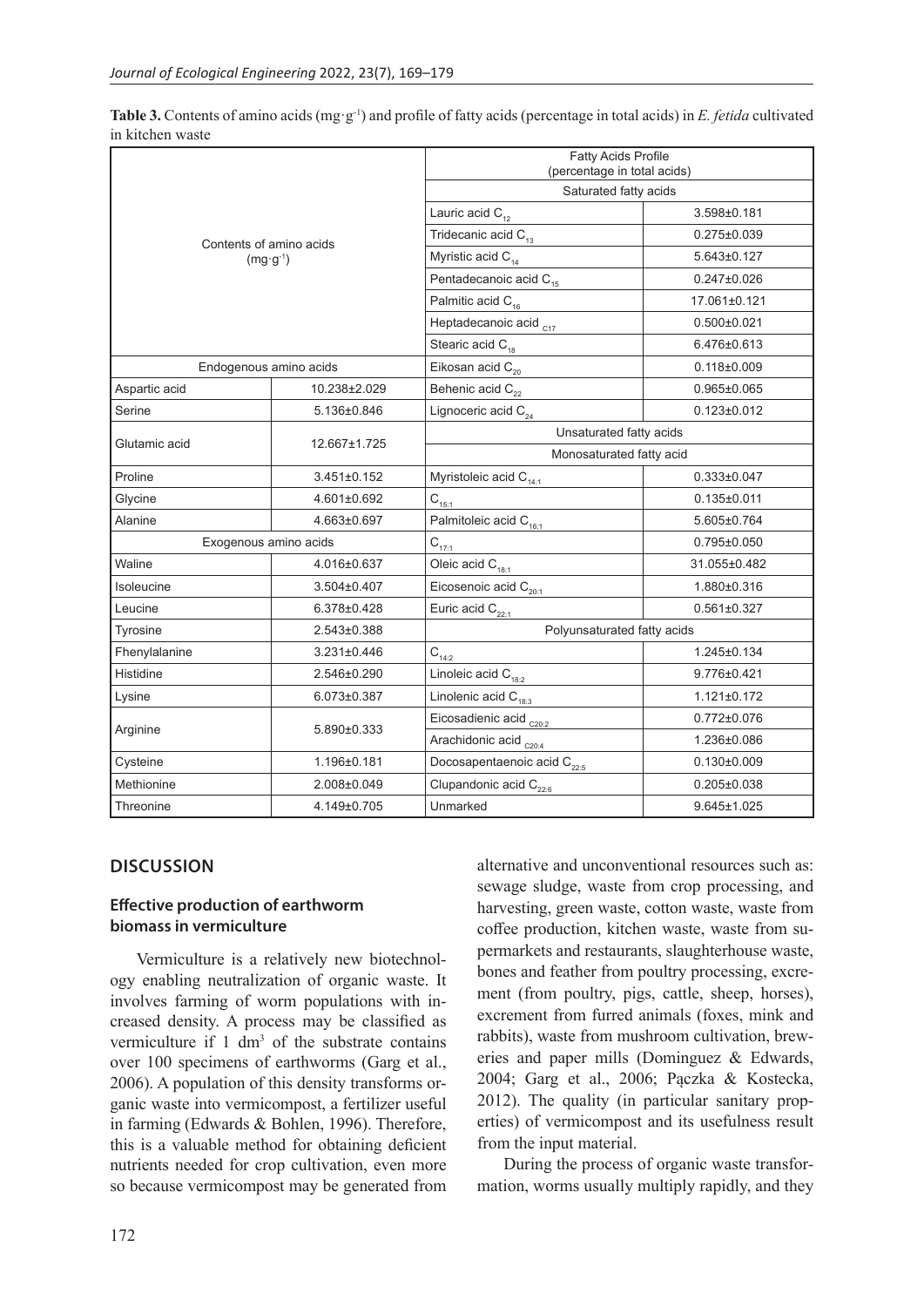**Table 3.** Contents of amino acids (mg·g$^{-1}$) and profile of fatty acids (percentage in total acids) in *E. fetida* cultivated in kitchen waste

| Contents of amino acids (mg·g$^{-1}$) | | Fatty Acids Profile (percentage in total acids) | |
|---|---|---|---|
| | | Saturated fatty acids | |
| | | Lauric acid $C_{12}$ | 3.598±0.181 |
| | | Tridecanic acid $C_{13}$ | 0.275±0.039 |
| | | Myristic acid $C_{14}$ | 5.643±0.127 |
| | | Pentadecanoic acid $C_{15}$ | 0.247±0.026 |
| | | Palmitic acid $C_{16}$ | 17.061±0.121 |
| | | Heptadecanoic acid $_{C17}$ | 0.500±0.021 |
| | | Stearic acid $C_{18}$ | 6.476±0.613 |
| Endogenous amino acids | | Eikosan acid $C_{20}$ | 0.118±0.009 |
| Aspartic acid | 10.238±2.029 | Behenic acid $C_{22}$ | 0.965±0.065 |
| Serine | 5.136±0.846 | Lignoceric acid $C_{24}$ | 0.123±0.012 |
| Glutamic acid | 12.667±1.725 | Unsaturated fatty acids | |
| | | Monosaturated fatty acid | |
| Proline | 3.451±0.152 | Myristoleic acid $C_{14:1}$ | 0.333±0.047 |
| Glycine | 4.601±0.692 | $C_{15:1}$ | 0.135±0.011 |
| Alanine | 4.663±0.697 | Palmitoleic acid $C_{16:1}$ | 5.605±0.764 |
| Exogenous amino acids | | $C_{17:1}$ | 0.795±0.050 |
| Waline | 4.016±0.637 | Oleic acid $C_{18:1}$ | 31.055±0.482 |
| Isoleucine | 3.504±0.407 | Eicosenoic acid $C_{20:1}$ | 1.880±0.316 |
| Leucine | 6.378±0.428 | Euric acid $C_{22:1}$ | 0.561±0.327 |
| Tyrosine | 2.543±0.388 | Polyunsaturated fatty acids | |
| Fhenylalanine | 3.231±0.446 | $C_{14:2}$ | 1.245±0.134 |
| Histidine | 2.546±0.290 | Linoleic acid $C_{18:2}$ | 9.776±0.421 |
| Lysine | 6.073±0.387 | Linolenic acid $C_{18:3}$ | 1.121±0.172 |
| Arginine | 5.890±0.333 | Eicosadienic acid $_{C20:2}$ | 0.772±0.076 |
| | | Arachidonic acid $_{C20:4}$ | 1.236±0.086 |
| Cysteine | 1.196±0.181 | Docosapentaenoic acid $C_{22:5}$ | 0.130±0.009 |
| Methionine | 2.008±0.049 | Clupandonic acid $C_{22:6}$ | 0.205±0.038 |
| Threonine | 4.149±0.705 | Unmarked | 9.645±1.025 |

## DISCUSSION

### Effective production of earthworm biomass in vermiculture

Vermiculture is a relatively new biotechnology enabling neutralization of organic waste. It involves farming of worm populations with increased density. A process may be classified as vermiculture if 1 dm$^3$ of the substrate contains over 100 specimens of earthworms (Garg et al., 2006). A population of this density transforms organic waste into vermicompost, a fertilizer useful in farming (Edwards & Bohlen, 1996). Therefore, this is a valuable method for obtaining deficient nutrients needed for crop cultivation, even more so because vermicompost may be generated from alternative and unconventional resources such as: sewage sludge, waste from crop processing, and harvesting, green waste, cotton waste, waste from coffee production, kitchen waste, waste from supermarkets and restaurants, slaughterhouse waste, bones and feather from poultry processing, excrement (from poultry, pigs, cattle, sheep, horses), excrement from furred animals (foxes, mink and rabbits), waste from mushroom cultivation, breweries and paper mills (Dominguez & Edwards, 2004; Garg et al., 2006; Pączka & Kostecka, 2012). The quality (in particular sanitary properties) of vermicompost and its usefulness result from the input material.

During the process of organic waste transformation, worms usually multiply rapidly, and they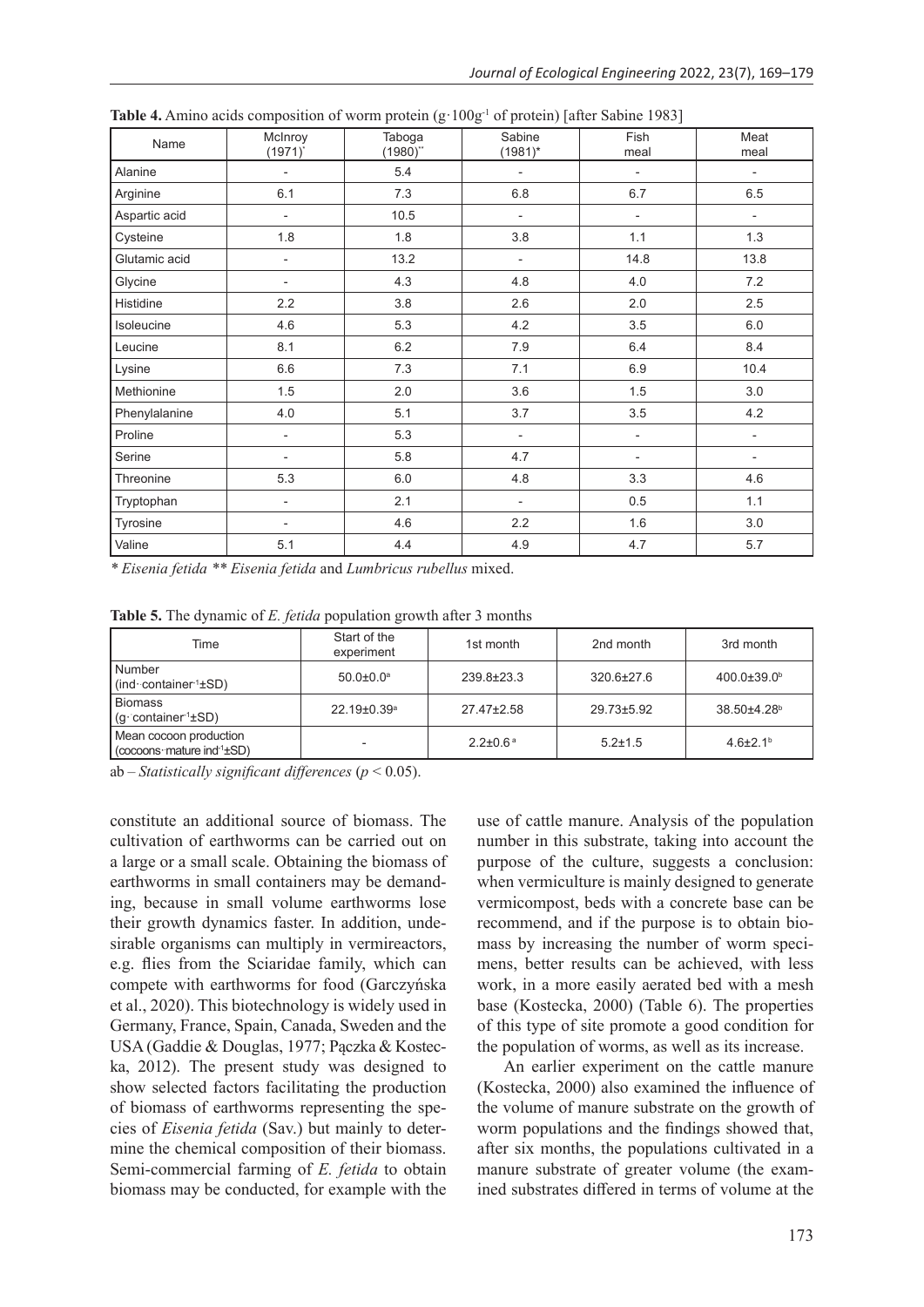**Table 4.** Amino acids composition of worm protein ($g \cdot 100g^{-1}$ of protein) [after Sabine 1983]

| Name | McInroy (1971)* | Taboga (1980)** | Sabine (1981)* | Fish meal | Meat meal |
|---|---|---|---|---|---|
| Alanine | - | 5.4 | - | - | - |
| Arginine | 6.1 | 7.3 | 6.8 | 6.7 | 6.5 |
| Aspartic acid | - | 10.5 | - | - | - |
| Cysteine | 1.8 | 1.8 | 3.8 | 1.1 | 1.3 |
| Glutamic acid | - | 13.2 | - | 14.8 | 13.8 |
| Glycine | - | 4.3 | 4.8 | 4.0 | 7.2 |
| Histidine | 2.2 | 3.8 | 2.6 | 2.0 | 2.5 |
| Isoleucine | 4.6 | 5.3 | 4.2 | 3.5 | 6.0 |
| Leucine | 8.1 | 6.2 | 7.9 | 6.4 | 8.4 |
| Lysine | 6.6 | 7.3 | 7.1 | 6.9 | 10.4 |
| Methionine | 1.5 | 2.0 | 3.6 | 1.5 | 3.0 |
| Phenylalanine | 4.0 | 5.1 | 3.7 | 3.5 | 4.2 |
| Proline | - | 5.3 | - | - | - |
| Serine | - | 5.8 | 4.7 | - | - |
| Threonine | 5.3 | 6.0 | 4.8 | 3.3 | 4.6 |
| Tryptophan | - | 2.1 | - | 0.5 | 1.1 |
| Tyrosine | - | 4.6 | 2.2 | 1.6 | 3.0 |
| Valine | 5.1 | 4.4 | 4.9 | 4.7 | 5.7 |

\* *Eisenia fetida* \*\* *Eisenia fetida* and *Lumbricus rubellus* mixed.

**Table 5.** The dynamic of *E. fetida* population growth after 3 months

| Time | Start of the experiment | 1st month | 2nd month | 3rd month |
|---|---|---|---|---|
| Number (ind·container$^{-1}$±SD) | 50.0±0.0[a] | 239.8±23.3 | 320.6±27.6 | 400.0±39.0[b] |
| Biomass (g·container$^{-1}$±SD) | 22.19±0.39[a] | 27.47±2.58 | 29.73±5.92 | 38.50±4.28[b] |
| Mean cocoon production (cocoons·mature ind$^{-1}$±SD) | - | 2.2±0.6[a] | 5.2±1.5 | 4.6±2.1[b] |

ab – *Statistically significant differences* ($p < 0.05$).

constitute an additional source of biomass. The cultivation of earthworms can be carried out on a large or a small scale. Obtaining the biomass of earthworms in small containers may be demanding, because in small volume earthworms lose their growth dynamics faster. In addition, undesirable organisms can multiply in vermireactors, e.g. flies from the Sciaridae family, which can compete with earthworms for food (Garczyńska et al., 2020). This biotechnology is widely used in Germany, France, Spain, Canada, Sweden and the USA (Gaddie & Douglas, 1977; Pączka & Kostecka, 2012). The present study was designed to show selected factors facilitating the production of biomass of earthworms representing the species of *Eisenia fetida* (Sav.) but mainly to determine the chemical composition of their biomass. Semi-commercial farming of *E. fetida* to obtain biomass may be conducted, for example with the use of cattle manure. Analysis of the population number in this substrate, taking into account the purpose of the culture, suggests a conclusion: when vermiculture is mainly designed to generate vermicompost, beds with a concrete base can be recommend, and if the purpose is to obtain biomass by increasing the number of worm specimens, better results can be achieved, with less work, in a more easily aerated bed with a mesh base (Kostecka, 2000) (Table 6). The properties of this type of site promote a good condition for the population of worms, as well as its increase.

An earlier experiment on the cattle manure (Kostecka, 2000) also examined the influence of the volume of manure substrate on the growth of worm populations and the findings showed that, after six months, the populations cultivated in a manure substrate of greater volume (the examined substrates differed in terms of volume at the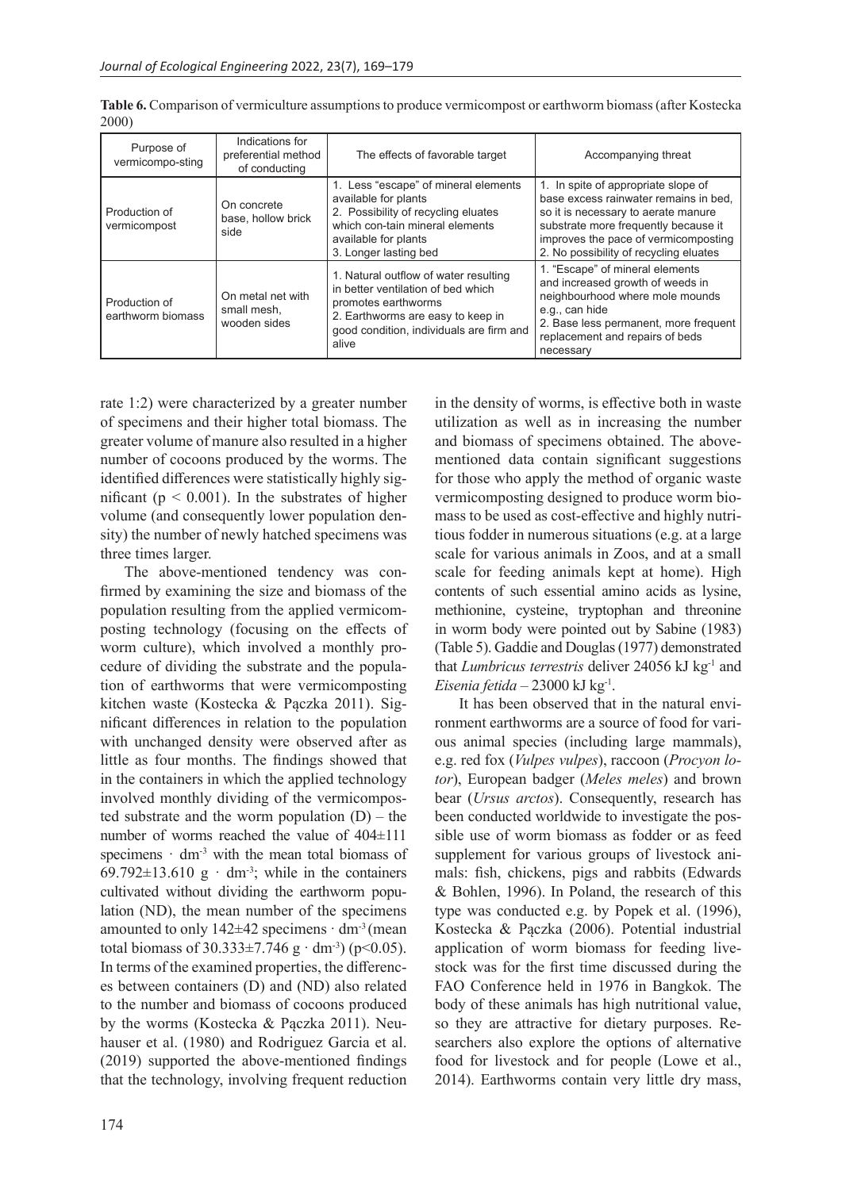**Table 6.** Comparison of vermiculture assumptions to produce vermicompost or earthworm biomass (after Kostecka 2000)

| Purpose of vermicompo-sting | Indications for preferential method of conducting | The effects of favorable target | Accompanying threat |
|---|---|---|---|
| Production of vermicompost | On concrete base, hollow brick side | 1. Less "escape" of mineral elements available for plants<br>2. Possibility of recycling eluates which con-tain mineral elements available for plants<br>3. Longer lasting bed | 1. In spite of appropriate slope of base excess rainwater remains in bed, so it is necessary to aerate manure substrate more frequently because it improves the pace of vermicomposting<br>2. No possibility of recycling eluates |
| Production of earthworm biomass | On metal net with small mesh, wooden sides | 1. Natural outflow of water resulting in better ventilation of bed which promotes earthworms<br>2. Earthworms are easy to keep in good condition, individuals are firm and alive | 1. "Escape" of mineral elements and increased growth of weeds in neighbourhood where mole mounds e.g., can hide<br>2. Base less permanent, more frequent replacement and repairs of beds necessary |

rate 1:2) were characterized by a greater number of specimens and their higher total biomass. The greater volume of manure also resulted in a higher number of cocoons produced by the worms. The identified differences were statistically highly significant ($p < 0.001$). In the substrates of higher volume (and consequently lower population density) the number of newly hatched specimens was three times larger.

The above-mentioned tendency was confirmed by examining the size and biomass of the population resulting from the applied vermicomposting technology (focusing on the effects of worm culture), which involved a monthly procedure of dividing the substrate and the population of earthworms that were vermicomposting kitchen waste (Kostecka & Pączka 2011). Significant differences in relation to the population with unchanged density were observed after as little as four months. The findings showed that in the containers in which the applied technology involved monthly dividing of the vermicomposted substrate and the worm population (D) – the number of worms reached the value of 404±111 specimens · dm$^{-3}$ with the mean total biomass of 69.792±13.610 g · dm$^{-3}$; while in the containers cultivated without dividing the earthworm population (ND), the mean number of the specimens amounted to only 142±42 specimens · dm$^{-3}$ (mean total biomass of 30.333±7.746 g · dm$^{-3}$) ($p<0.05$). In terms of the examined properties, the differences between containers (D) and (ND) also related to the number and biomass of cocoons produced by the worms (Kostecka & Pączka 2011). Neuhauser et al. (1980) and Rodriguez Garcia et al. (2019) supported the above-mentioned findings that the technology, involving frequent reduction in the density of worms, is effective both in waste utilization as well as in increasing the number and biomass of specimens obtained. The above-mentioned data contain significant suggestions for those who apply the method of organic waste vermicomposting designed to produce worm biomass to be used as cost-effective and highly nutritious fodder in numerous situations (e.g. at a large scale for various animals in Zoos, and at a small scale for feeding animals kept at home). High contents of such essential amino acids as lysine, methionine, cysteine, tryptophan and threonine in worm body were pointed out by Sabine (1983) (Table 5). Gaddie and Douglas (1977) demonstrated that *Lumbricus terrestris* deliver 24056 kJ kg$^{-1}$ and *Eisenia fetida* – 23000 kJ kg$^{-1}$.

It has been observed that in the natural environment earthworms are a source of food for various animal species (including large mammals), e.g. red fox (*Vulpes vulpes*), raccoon (*Procyon lotor*), European badger (*Meles meles*) and brown bear (*Ursus arctos*). Consequently, research has been conducted worldwide to investigate the possible use of worm biomass as fodder or as feed supplement for various groups of livestock animals: fish, chickens, pigs and rabbits (Edwards & Bohlen, 1996). In Poland, the research of this type was conducted e.g. by Popek et al. (1996), Kostecka & Pączka (2006). Potential industrial application of worm biomass for feeding livestock was for the first time discussed during the FAO Conference held in 1976 in Bangkok. The body of these animals has high nutritional value, so they are attractive for dietary purposes. Researchers also explore the options of alternative food for livestock and for people (Lowe et al., 2014). Earthworms contain very little dry mass,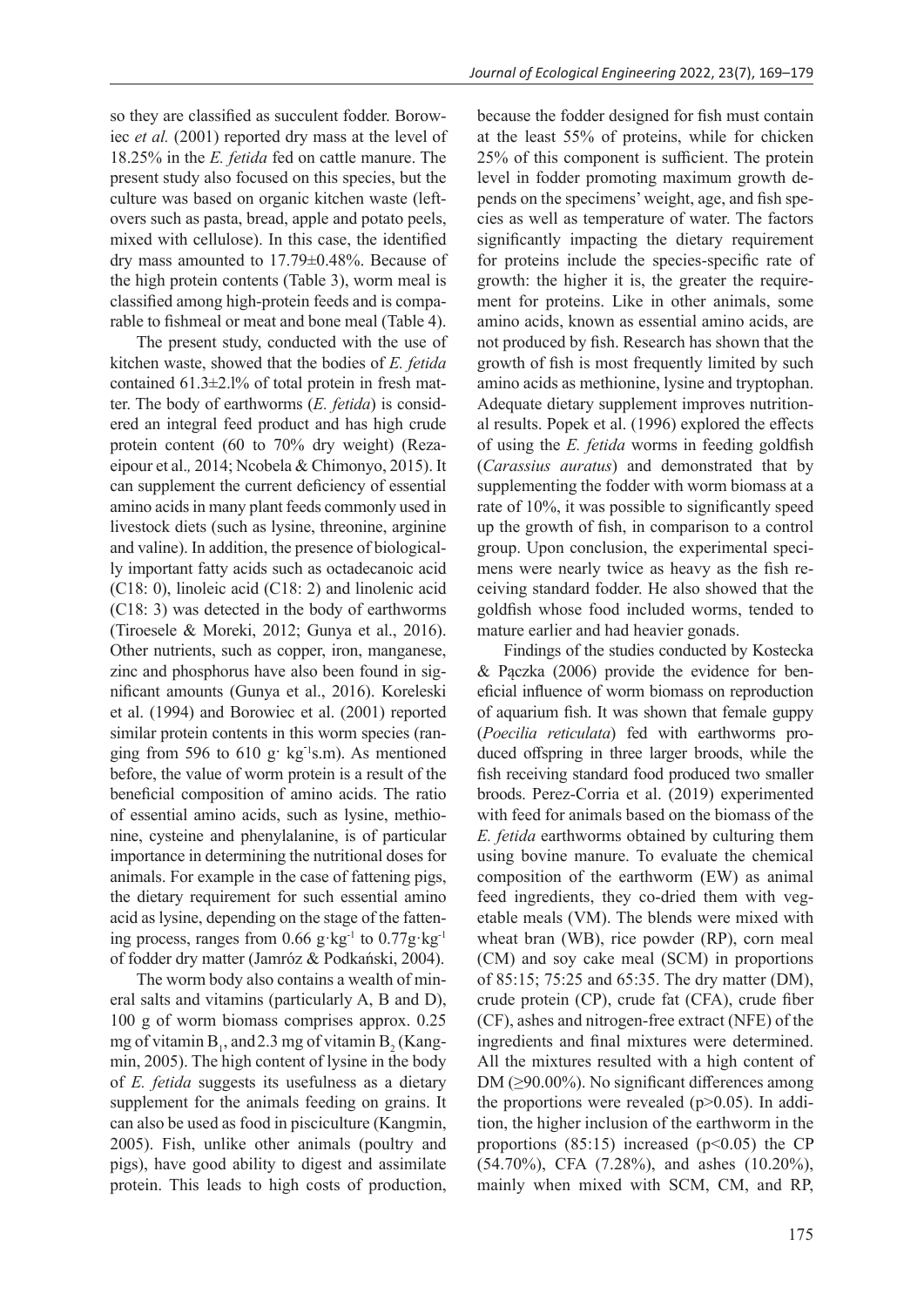so they are classified as succulent fodder. Borowiec *et al.* (2001) reported dry mass at the level of 18.25% in the *E. fetida* fed on cattle manure. The present study also focused on this species, but the culture was based on organic kitchen waste (leftovers such as pasta, bread, apple and potato peels, mixed with cellulose). In this case, the identified dry mass amounted to 17.79±0.48%. Because of the high protein contents (Table 3), worm meal is classified among high-protein feeds and is comparable to fishmeal or meat and bone meal (Table 4).

The present study, conducted with the use of kitchen waste, showed that the bodies of *E. fetida* contained 61.3±2.l% of total protein in fresh matter. The body of earthworms (*E. fetida*) is considered an integral feed product and has high crude protein content (60 to 70% dry weight) (Rezaeipour et al*.,* 2014; Ncobela & Chimonyo, 2015). It can supplement the current deficiency of essential amino acids in many plant feeds commonly used in livestock diets (such as lysine, threonine, arginine and valine). In addition, the presence of biologically important fatty acids such as octadecanoic acid (C18: 0), linoleic acid (C18: 2) and linolenic acid (C18: 3) was detected in the body of earthworms (Tiroesele & Moreki, 2012; Gunya et al., 2016). Other nutrients, such as copper, iron, manganese, zinc and phosphorus have also been found in significant amounts (Gunya et al., 2016). Koreleski et al. (1994) and Borowiec et al. (2001) reported similar protein contents in this worm species (ranging from 596 to 610 g$\cdot$ kg$^{-1}$s.m). As mentioned before, the value of worm protein is a result of the beneficial composition of amino acids. The ratio of essential amino acids, such as lysine, methionine, cysteine and phenylalanine, is of particular importance in determining the nutritional doses for animals. For example in the case of fattening pigs, the dietary requirement for such essential amino acid as lysine, depending on the stage of the fattening process, ranges from 0.66 g$\cdot$kg$^{-1}$ to 0.77g$\cdot$kg$^{-1}$ of fodder dry matter (Jamróz & Podkański, 2004).

The worm body also contains a wealth of mineral salts and vitamins (particularly A, B and D), 100 g of worm biomass comprises approx. 0.25 mg of vitamin $B_1$, and 2.3 mg of vitamin $B_2$ (Kangmin, 2005). The high content of lysine in the body of *E. fetida* suggests its usefulness as a dietary supplement for the animals feeding on grains. It can also be used as food in pisciculture (Kangmin, 2005). Fish, unlike other animals (poultry and pigs), have good ability to digest and assimilate protein. This leads to high costs of production, because the fodder designed for fish must contain at the least 55% of proteins, while for chicken 25% of this component is sufficient. The protein level in fodder promoting maximum growth depends on the specimens' weight, age, and fish species as well as temperature of water. The factors significantly impacting the dietary requirement for proteins include the species-specific rate of growth: the higher it is, the greater the requirement for proteins. Like in other animals, some amino acids, known as essential amino acids, are not produced by fish. Research has shown that the growth of fish is most frequently limited by such amino acids as methionine, lysine and tryptophan. Adequate dietary supplement improves nutritional results. Popek et al. (1996) explored the effects of using the *E. fetida* worms in feeding goldfish (*Carassius auratus*) and demonstrated that by supplementing the fodder with worm biomass at a rate of 10%, it was possible to significantly speed up the growth of fish, in comparison to a control group. Upon conclusion, the experimental specimens were nearly twice as heavy as the fish receiving standard fodder. He also showed that the goldfish whose food included worms, tended to mature earlier and had heavier gonads.

Findings of the studies conducted by Kostecka & Pączka (2006) provide the evidence for beneficial influence of worm biomass on reproduction of aquarium fish. It was shown that female guppy (*Poecilia reticulata*) fed with earthworms produced offspring in three larger broods, while the fish receiving standard food produced two smaller broods. Perez-Corria et al. (2019) experimented with feed for animals based on the biomass of the *E. fetida* earthworms obtained by culturing them using bovine manure. To evaluate the chemical composition of the earthworm (EW) as animal feed ingredients, they co-dried them with vegetable meals (VM). The blends were mixed with wheat bran (WB), rice powder (RP), corn meal (CM) and soy cake meal (SCM) in proportions of 85:15; 75:25 and 65:35. The dry matter (DM), crude protein (CP), crude fat (CFA), crude fiber (CF), ashes and nitrogen-free extract (NFE) of the ingredients and final mixtures were determined. All the mixtures resulted with a high content of DM (≥90.00%). No significant differences among the proportions were revealed ($p>0.05$). In addition, the higher inclusion of the earthworm in the proportions (85:15) increased ($p<0.05$) the CP (54.70%), CFA (7.28%), and ashes (10.20%), mainly when mixed with SCM, CM, and RP,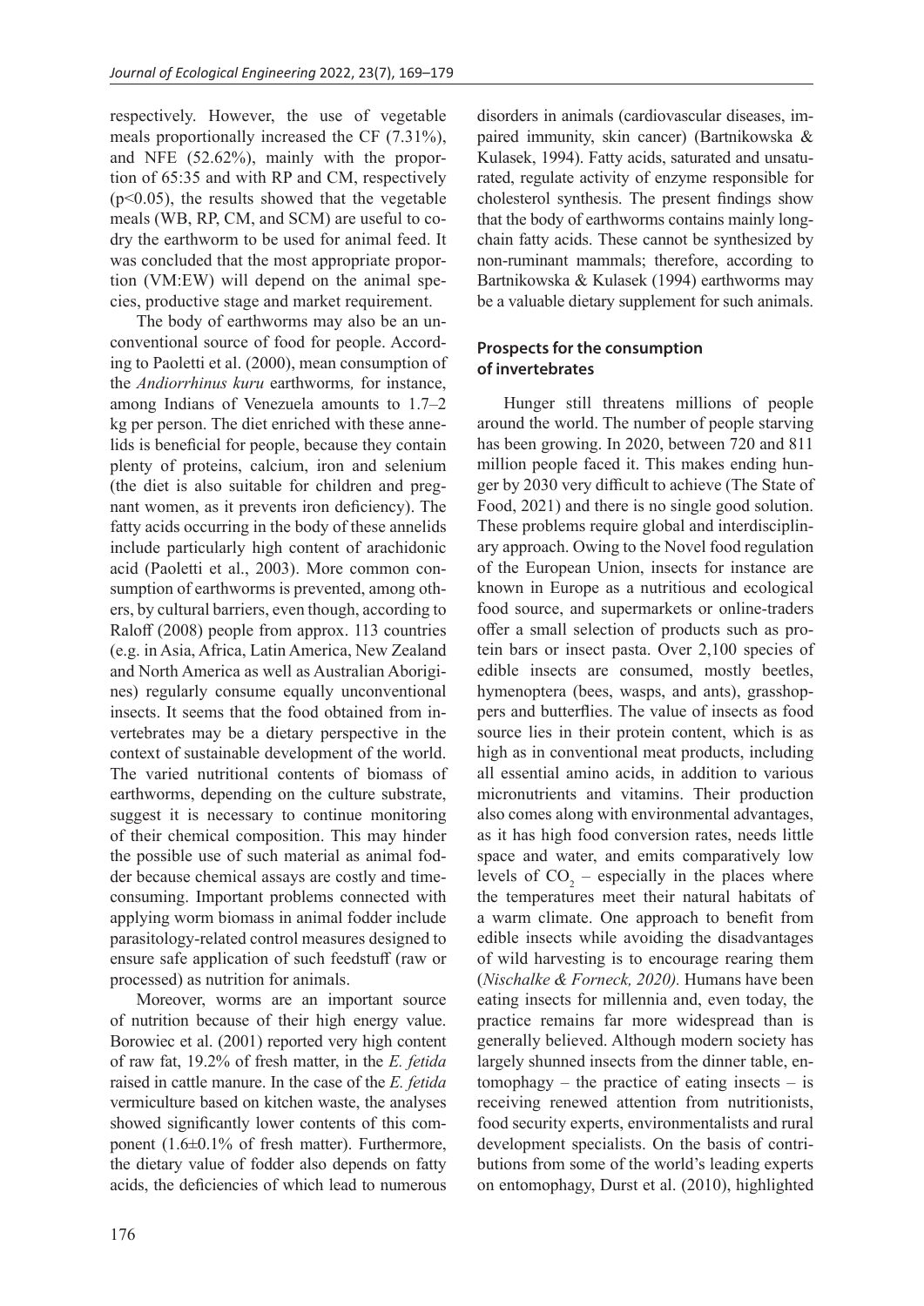respectively. However, the use of vegetable meals proportionally increased the CF (7.31%), and NFE (52.62%), mainly with the proportion of 65:35 and with RP and CM, respectively ($p<0.05$), the results showed that the vegetable meals (WB, RP, CM, and SCM) are useful to co-dry the earthworm to be used for animal feed. It was concluded that the most appropriate proportion (VM:EW) will depend on the animal species, productive stage and market requirement.

The body of earthworms may also be an unconventional source of food for people. According to Paoletti et al. (2000), mean consumption of the *Andiorrhinus kuru* earthworms*,* for instance, among Indians of Venezuela amounts to 1.7–2 kg per person. The diet enriched with these annelids is beneficial for people, because they contain plenty of proteins, calcium, iron and selenium (the diet is also suitable for children and pregnant women, as it prevents iron deficiency). The fatty acids occurring in the body of these annelids include particularly high content of arachidonic acid (Paoletti et al., 2003). More common consumption of earthworms is prevented, among others, by cultural barriers, even though, according to Raloff (2008) people from approx. 113 countries (e.g. in Asia, Africa, Latin America, New Zealand and North America as well as Australian Aborigines) regularly consume equally unconventional insects. It seems that the food obtained from invertebrates may be a dietary perspective in the context of sustainable development of the world. The varied nutritional contents of biomass of earthworms, depending on the culture substrate, suggest it is necessary to continue monitoring of their chemical composition. This may hinder the possible use of such material as animal fodder because chemical assays are costly and time-consuming. Important problems connected with applying worm biomass in animal fodder include parasitology-related control measures designed to ensure safe application of such feedstuff (raw or processed) as nutrition for animals.

Moreover, worms are an important source of nutrition because of their high energy value. Borowiec et al. (2001) reported very high content of raw fat, 19.2% of fresh matter, in the *E. fetida* raised in cattle manure. In the case of the *E. fetida* vermiculture based on kitchen waste, the analyses showed significantly lower contents of this component (1.6±0.1% of fresh matter). Furthermore, the dietary value of fodder also depends on fatty acids, the deficiencies of which lead to numerous disorders in animals (cardiovascular diseases, impaired immunity, skin cancer) (Bartnikowska & Kulasek, 1994). Fatty acids, saturated and unsaturated, regulate activity of enzyme responsible for cholesterol synthesis. The present findings show that the body of earthworms contains mainly long-chain fatty acids. These cannot be synthesized by non-ruminant mammals; therefore, according to Bartnikowska & Kulasek (1994) earthworms may be a valuable dietary supplement for such animals.

### Prospects for the consumption of invertebrates

Hunger still threatens millions of people around the world. The number of people starving has been growing. In 2020, between 720 and 811 million people faced it. This makes ending hunger by 2030 very difficult to achieve (The State of Food, 2021) and there is no single good solution. These problems require global and interdisciplinary approach. Owing to the Novel food regulation of the European Union, insects for instance are known in Europe as a nutritious and ecological food source, and supermarkets or online-traders offer a small selection of products such as protein bars or insect pasta. Over 2,100 species of edible insects are consumed, mostly beetles, hymenoptera (bees, wasps, and ants), grasshoppers and butterflies. The value of insects as food source lies in their protein content, which is as high as in conventional meat products, including all essential amino acids, in addition to various micronutrients and vitamins. Their production also comes along with environmental advantages, as it has high food conversion rates, needs little space and water, and emits comparatively low levels of $CO_2$ – especially in the places where the temperatures meet their natural habitats of a warm climate. One approach to benefit from edible insects while avoiding the disadvantages of wild harvesting is to encourage rearing them (*Nischalke & Forneck, 2020).* Humans have been eating insects for millennia and, even today, the practice remains far more widespread than is generally believed. Although modern society has largely shunned insects from the dinner table, entomophagy – the practice of eating insects – is receiving renewed attention from nutritionists, food security experts, environmentalists and rural development specialists. On the basis of contributions from some of the world's leading experts on entomophagy, Durst et al. (2010), highlighted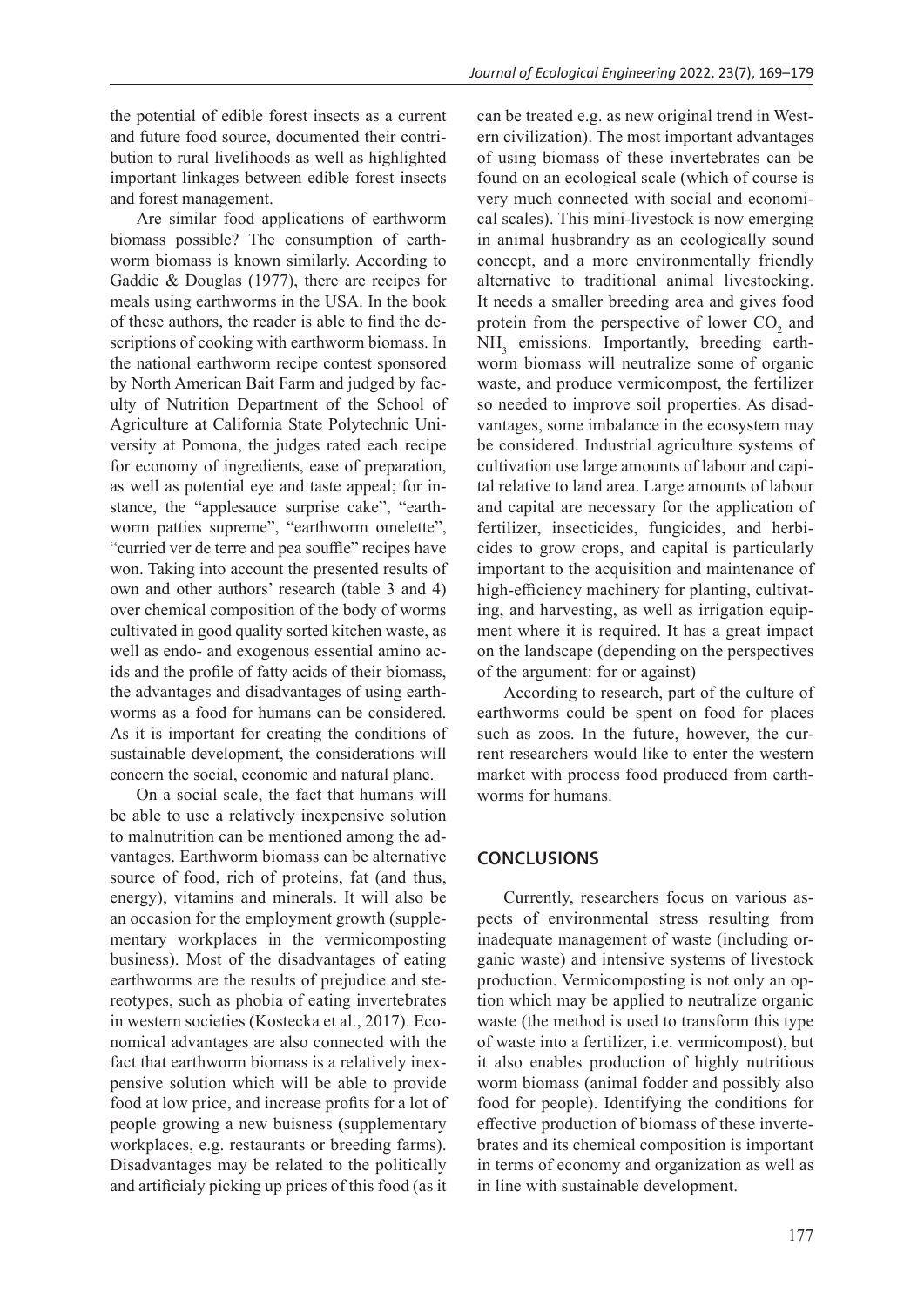the potential of edible forest insects as a current and future food source, documented their contribution to rural livelihoods as well as highlighted important linkages between edible forest insects and forest management.

Are similar food applications of earthworm biomass possible? The consumption of earthworm biomass is known similarly. According to Gaddie & Douglas (1977), there are recipes for meals using earthworms in the USA. In the book of these authors, the reader is able to find the descriptions of cooking with earthworm biomass. In the national earthworm recipe contest sponsored by North American Bait Farm and judged by faculty of Nutrition Department of the School of Agriculture at California State Polytechnic University at Pomona, the judges rated each recipe for economy of ingredients, ease of preparation, as well as potential eye and taste appeal; for instance, the "applesauce surprise cake", "earthworm patties supreme", "earthworm omelette", "curried ver de terre and pea souffle" recipes have won. Taking into account the presented results of own and other authors' research (table 3 and 4) over chemical composition of the body of worms cultivated in good quality sorted kitchen waste, as well as endo- and exogenous essential amino acids and the profile of fatty acids of their biomass, the advantages and disadvantages of using earthworms as a food for humans can be considered. As it is important for creating the conditions of sustainable development, the considerations will concern the social, economic and natural plane.

On a social scale, the fact that humans will be able to use a relatively inexpensive solution to malnutrition can be mentioned among the advantages. Earthworm biomass can be alternative source of food, rich of proteins, fat (and thus, energy), vitamins and minerals. It will also be an occasion for the employment growth (supplementary workplaces in the vermicomposting business). Most of the disadvantages of eating earthworms are the results of prejudice and stereotypes, such as phobia of eating invertebrates in western societies (Kostecka et al., 2017). Economical advantages are also connected with the fact that earthworm biomass is a relatively inexpensive solution which will be able to provide food at low price, and increase profits for a lot of people growing a new buisness (supplementary workplaces, e.g. restaurants or breeding farms). Disadvantages may be related to the politically and artificialy picking up prices of this food (as it can be treated e.g. as new original trend in Western civilization). The most important advantages of using biomass of these invertebrates can be found on an ecological scale (which of course is very much connected with social and economical scales). This mini-livestock is now emerging in animal husbrandry as an ecologically sound concept, and a more environmentally friendly alternative to traditional animal livestocking. It needs a smaller breeding area and gives food protein from the perspective of lower $CO_2$ and $NH_3$ emissions. Importantly, breeding earthworm biomass will neutralize some of organic waste, and produce vermicompost, the fertilizer so needed to improve soil properties. As disadvantages, some imbalance in the ecosystem may be considered. Industrial agriculture systems of cultivation use large amounts of labour and capital relative to land area. Large amounts of labour and capital are necessary for the application of fertilizer, insecticides, fungicides, and herbicides to grow crops, and capital is particularly important to the acquisition and maintenance of high-efficiency machinery for planting, cultivating, and harvesting, as well as irrigation equipment where it is required. It has a great impact on the landscape (depending on the perspectives of the argument: for or against)

According to research, part of the culture of earthworms could be spent on food for places such as zoos. In the future, however, the current researchers would like to enter the western market with process food produced from earthworms for humans.

## CONCLUSIONS

Currently, researchers focus on various aspects of environmental stress resulting from inadequate management of waste (including organic waste) and intensive systems of livestock production. Vermicomposting is not only an option which may be applied to neutralize organic waste (the method is used to transform this type of waste into a fertilizer, i.e. vermicompost), but it also enables production of highly nutritious worm biomass (animal fodder and possibly also food for people). Identifying the conditions for effective production of biomass of these invertebrates and its chemical composition is important in terms of economy and organization as well as in line with sustainable development.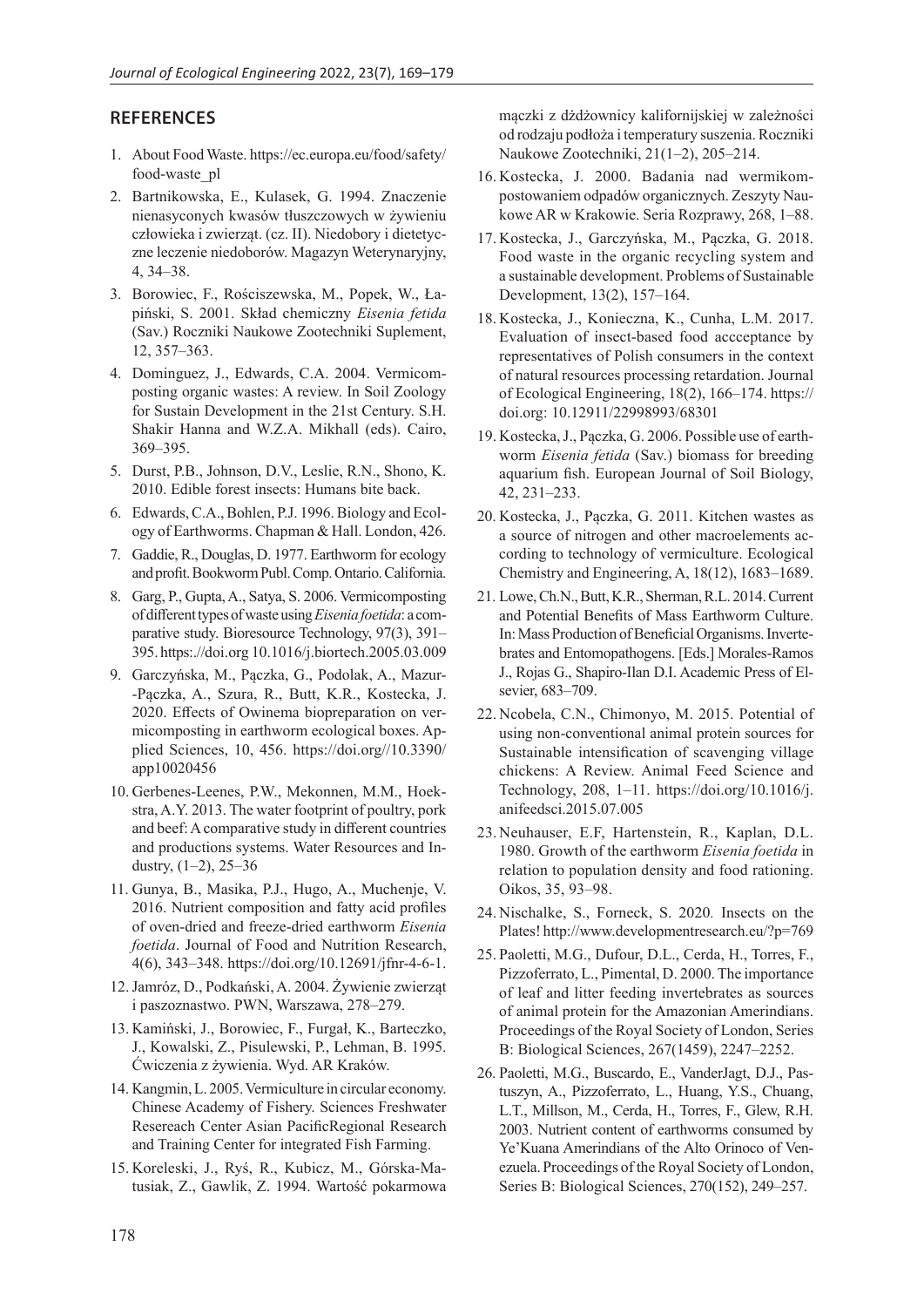## REFERENCES

1. About Food Waste. https://ec.europa.eu/food/safety/food-waste_pl
2. Bartnikowska, E., Kulasek, G. 1994. Znaczenie nienasyconych kwasów tłuszczowych w żywieniu człowieka i zwierząt. (cz. II). Niedobory i dietetyczne leczenie niedoborów. Magazyn Weterynaryjny, 4, 34–38.
3. Borowiec, F., Rościszewska, M., Popek, W., Łapiński, S. 2001. Skład chemiczny *Eisenia fetida* (Sav.) Roczniki Naukowe Zootechniki Suplement, 12, 357–363.
4. Dominguez, J., Edwards, C.A. 2004. Vermicomposting organic wastes: A review. In Soil Zoology for Sustain Development in the 21st Century. S.H. Shakir Hanna and W.Z.A. Mikhall (eds). Cairo, 369–395.
5. Durst, P.B., Johnson, D.V., Leslie, R.N., Shono, K. 2010. Edible forest insects: Humans bite back.
6. Edwards, C.A., Bohlen, P.J. 1996. Biology and Ecology of Earthworms. Chapman & Hall. London, 426.
7. Gaddie, R., Douglas, D. 1977. Earthworm for ecology and profit. Bookworm Publ. Comp. Ontario. California.
8. Garg, P., Gupta, A., Satya, S. 2006. Vermicomposting of different types of waste using *Eisenia foetida*: a comparative study. Bioresource Technology, 97(3), 391–395. https:.//doi.org 10.1016/j.biortech.2005.03.009
9. Garczyńska, M., Pączka, G., Podolak, A., Mazur-Pączka, A., Szura, R., Butt, K.R., Kostecka, J. 2020. Effects of Owinema biopreparation on vermicomposting in earthworm ecological boxes. Applied Sciences, 10, 456. https://doi.org//10.3390/app10020456
10. Gerbenes-Leenes, P.W., Mekonnen, M.M., Hoekstra, A.Y. 2013. The water footprint of poultry, pork and beef: A comparative study in different countries and productions systems. Water Resources and Industry, (1–2), 25–36
11. Gunya, B., Masika, P.J., Hugo, A., Muchenje, V. 2016. Nutrient composition and fatty acid profiles of oven-dried and freeze-dried earthworm *Eisenia foetida*. Journal of Food and Nutrition Research, 4(6), 343–348. https://doi.org/10.12691/jfnr-4-6-1.
12. Jamróz, D., Podkański, A. 2004. Żywienie zwierząt i paszoznastwo. PWN, Warszawa, 278–279.
13. Kamiński, J., Borowiec, F., Furgał, K., Barteczko, J., Kowalski, Z., Pisulewski, P., Lehman, B. 1995. Ćwiczenia z żywienia. Wyd. AR Kraków.
14. Kangmin, L. 2005. Vermiculture in circular economy. Chinese Academy of Fishery. Sciences Freshwater Resereach Center Asian PacificRegional Research and Training Center for integrated Fish Farming.
15. Koreleski, J., Ryś, R., Kubicz, M., Górska-Matusiak, Z., Gawlik, Z. 1994. Wartość pokarmowa mączki z dżdżownicy kalifornijskiej w zależności od rodzaju podłoża i temperatury suszenia. Roczniki Naukowe Zootechniki, 21(1–2), 205–214.
16. Kostecka, J. 2000. Badania nad wermikompostowaniem odpadów organicznych. Zeszyty Naukowe AR w Krakowie. Seria Rozprawy, 268, 1–88.
17. Kostecka, J., Garczyńska, M., Pączka, G. 2018. Food waste in the organic recycling system and a sustainable development. Problems of Sustainable Development, 13(2), 157–164.
18. Kostecka, J., Konieczna, K., Cunha, L.M. 2017. Evaluation of insect-based food accceptance by representatives of Polish consumers in the context of natural resources processing retardation. Journal of Ecological Engineering, 18(2), 166–174. https://doi.org: 10.12911/22998993/68301
19. Kostecka, J., Pączka, G. 2006. Possible use of earthworm *Eisenia fetida* (Sav.) biomass for breeding aquarium fish. European Journal of Soil Biology, 42, 231–233.
20. Kostecka, J., Pączka, G. 2011. Kitchen wastes as a source of nitrogen and other macroelements according to technology of vermiculture. Ecological Chemistry and Engineering, A, 18(12), 1683–1689.
21. Lowe, Ch.N., Butt, K.R., Sherman, R.L. 2014. Current and Potential Benefits of Mass Earthworm Culture. In: Mass Production of Beneficial Organisms. Invertebrates and Entomopathogens. [Eds.] Morales-Ramos J., Rojas G., Shapiro-Ilan D.I. Academic Press of Elsevier, 683–709.
22. Ncobela, C.N., Chimonyo, M. 2015. Potential of using non-conventional animal protein sources for Sustainable intensification of scavenging village chickens: A Review. Animal Feed Science and Technology, 208, 1–11. https://doi.org/10.1016/j.anifeedsci.2015.07.005
23. Neuhauser, E.F, Hartenstein, R., Kaplan, D.L. 1980. Growth of the earthworm *Eisenia foetida* in relation to population density and food rationing. Oikos, 35, 93–98.
24. Nischalke, S., Forneck, S. 2020*.* Insects on the Plates! http://www.developmentresearch.eu/?p=769
25. Paoletti, M.G., Dufour, D.L., Cerda, H., Torres, F., Pizzoferrato, L., Pimental, D. 2000. The importance of leaf and litter feeding invertebrates as sources of animal protein for the Amazonian Amerindians. Proceedings of the Royal Society of London, Series B: Biological Sciences, 267(1459), 2247–2252.
26. Paoletti, M.G., Buscardo, E., VanderJagt, D.J., Pastuszyn, A., Pizzoferrato, L., Huang, Y.S., Chuang, L.T., Millson, M., Cerda, H., Torres, F., Glew, R.H. 2003. Nutrient content of earthworms consumed by Ye'Kuana Amerindians of the Alto Orinoco of Venezuela. Proceedings of the Royal Society of London, Series B: Biological Sciences, 270(152), 249–257.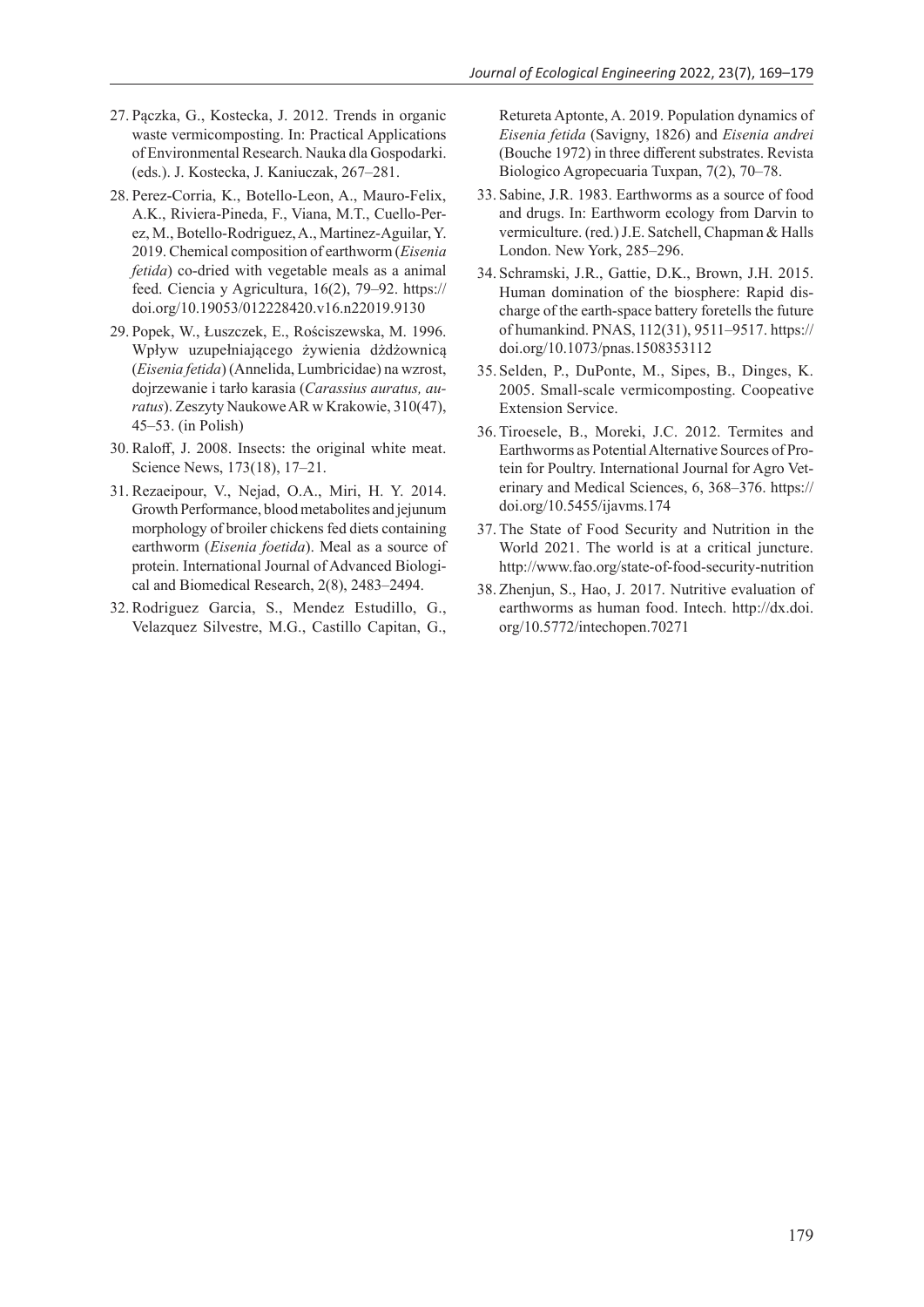27. Pączka, G., Kostecka, J. 2012. Trends in organic waste vermicomposting. In: Practical Applications of Environmental Research. Nauka dla Gospodarki. (eds.). J. Kostecka, J. Kaniuczak, 267–281.
28. Perez-Corria, K., Botello-Leon, A., Mauro-Felix, A.K., Riviera-Pineda, F., Viana, M.T., Cuello-Perez, M., Botello-Rodriguez, A., Martinez-Aguilar, Y. 2019. Chemical composition of earthworm (*Eisenia fetida*) co-dried with vegetable meals as a animal feed. Ciencia y Agricultura, 16(2), 79–92. https://doi.org/10.19053/012228420.v16.n22019.9130
29. Popek, W., Łuszczek, E., Rościszewska, M. 1996. Wpływ uzupełniającego żywienia dżdżownicą (*Eisenia fetida*) (Annelida, Lumbricidae) na wzrost, dojrzewanie i tarło karasia (*Carassius auratus, auratus*). Zeszyty Naukowe AR w Krakowie, 310(47), 45–53. (in Polish)
30. Raloff, J. 2008. Insects: the original white meat. Science News, 173(18), 17–21.
31. Rezaeipour, V., Nejad, O.A., Miri, H. Y. 2014. Growth Performance, blood metabolites and jejunum morphology of broiler chickens fed diets containing earthworm (*Eisenia foetida*). Meal as a source of protein. International Journal of Advanced Biological and Biomedical Research, 2(8), 2483–2494.
32. Rodriguez Garcia, S., Mendez Estudillo, G., Velazquez Silvestre, M.G., Castillo Capitan, G., Retureta Aptonte, A. 2019. Population dynamics of *Eisenia fetida* (Savigny, 1826) and *Eisenia andrei* (Bouche 1972) in three different substrates. Revista Biologico Agropecuaria Tuxpan, 7(2), 70–78.
33. Sabine, J.R. 1983. Earthworms as a source of food and drugs. In: Earthworm ecology from Darvin to vermiculture. (red.) J.E. Satchell, Chapman & Halls London. New York, 285–296.
34. Schramski, J.R., Gattie, D.K., Brown, J.H. 2015. Human domination of the biosphere: Rapid discharge of the earth-space battery foretells the future of humankind. PNAS, 112(31), 9511–9517. https://doi.org/10.1073/pnas.1508353112
35. Selden, P., DuPonte, M., Sipes, B., Dinges, K. 2005. Small-scale vermicomposting. Coopeative Extension Service.
36. Tiroesele, B., Moreki, J.C. 2012. Termites and Earthworms as Potential Alternative Sources of Protein for Poultry. International Journal for Agro Veterinary and Medical Sciences, 6, 368–376. https://doi.org/10.5455/ijavms.174
37. The State of Food Security and Nutrition in the World 2021. The world is at a critical juncture. http://www.fao.org/state-of-food-security-nutrition
38. Zhenjun, S., Hao, J. 2017. Nutritive evaluation of earthworms as human food. Intech. http://dx.doi.org/10.5772/intechopen.70271